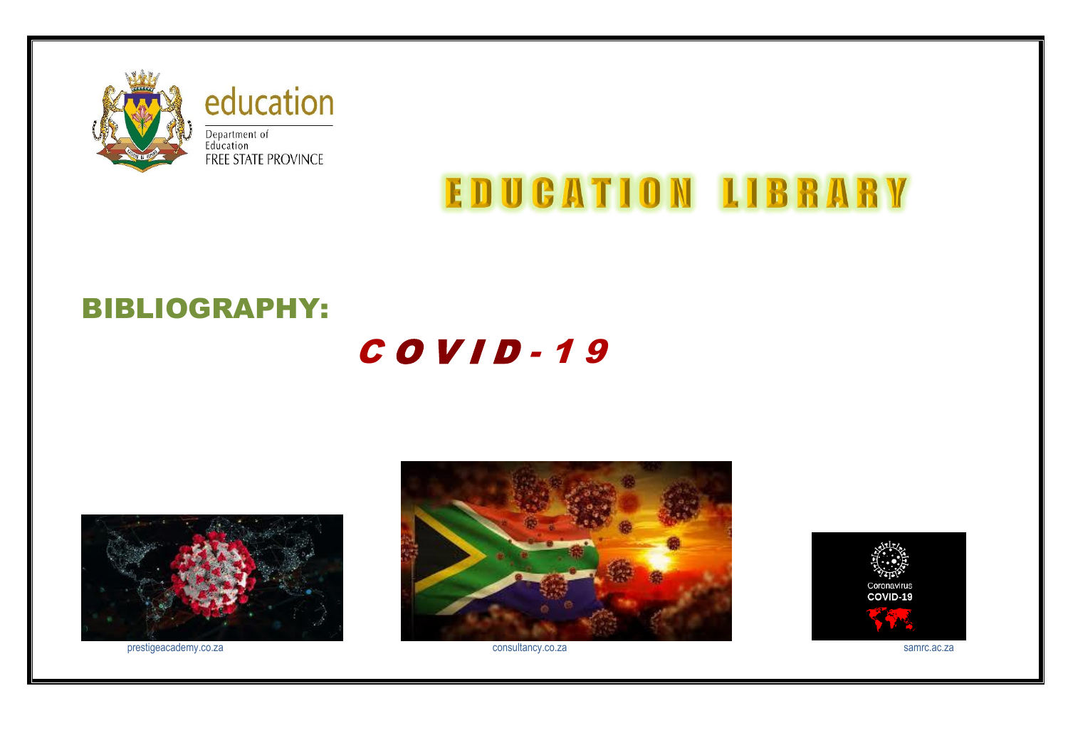education

Department of Education
FREE STATE PROVINCE

# EDUCATION LIBRARY

## BIBLIOGRAPHY:

# *COVID-19*

prestigeacademy.co.za

consultancy.co.za

samrc.ac.za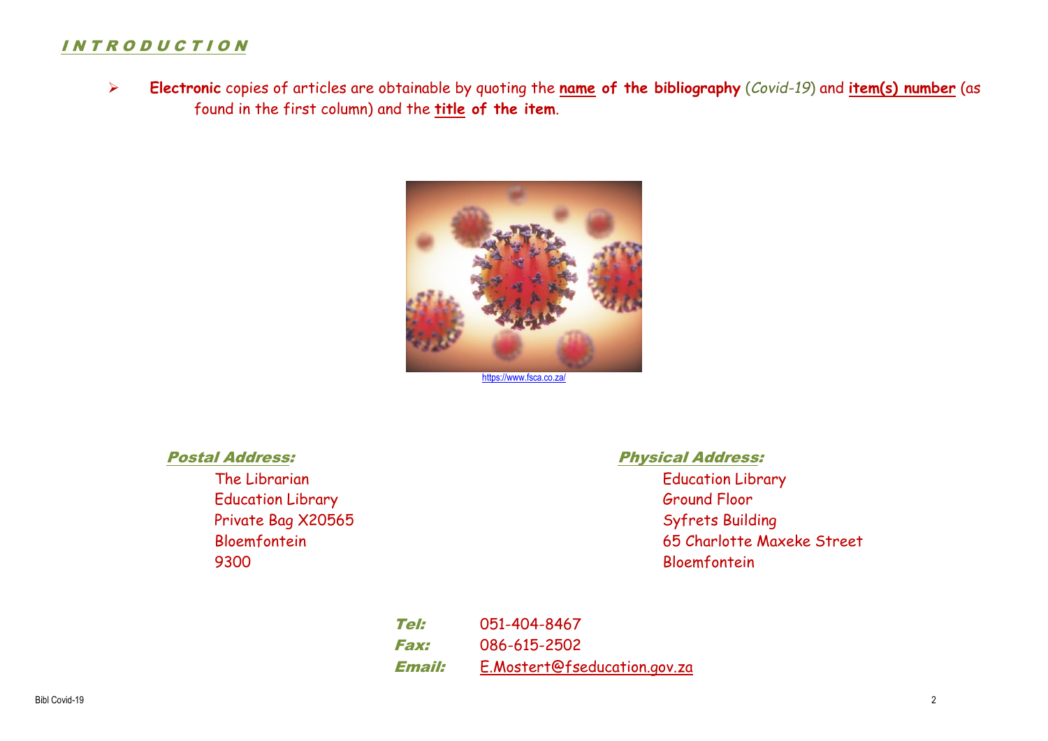# INTRODUCTION

- **Electronic** copies of articles are obtainable by quoting the **name of the bibliography** (*Covid-19*) and **item(s) number** (as found in the first column) and the **title of the item**.

https://www.fsca.co.za/

***Postal Address:***

The Librarian
Education Library
Private Bag X20565
Bloemfontein
9300

***Physical Address:***

Education Library
Ground Floor
Syfrets Building
65 Charlotte Maxeke Street
Bloemfontein

***Tel:*** 051-404-8467
***Fax:*** 086-615-2502
***Email:*** E.Mostert@fseducation.gov.za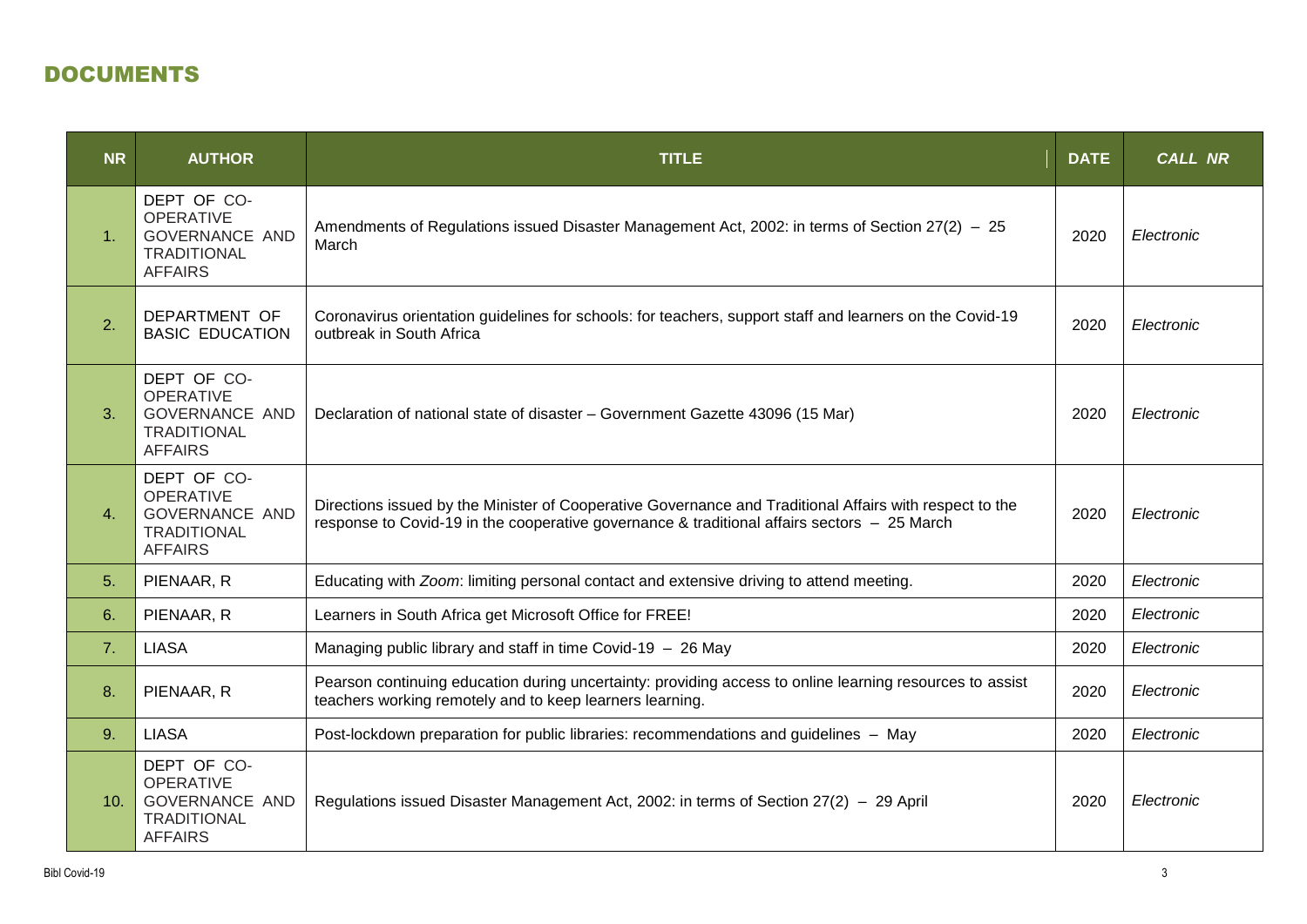## DOCUMENTS

| NR | AUTHOR | TITLE | DATE | *CALL NR* |
|---|---|---|---|---|
| 1. | DEPT OF CO-OPERATIVE GOVERNANCE AND TRADITIONAL AFFAIRS | Amendments of Regulations issued Disaster Management Act, 2002: in terms of Section 27(2) – 25 March | 2020 | *Electronic* |
| 2. | DEPARTMENT OF BASIC EDUCATION | Coronavirus orientation guidelines for schools: for teachers, support staff and learners on the Covid-19 outbreak in South Africa | 2020 | *Electronic* |
| 3. | DEPT OF CO-OPERATIVE GOVERNANCE AND TRADITIONAL AFFAIRS | Declaration of national state of disaster – Government Gazette 43096 (15 Mar) | 2020 | *Electronic* |
| 4. | DEPT OF CO-OPERATIVE GOVERNANCE AND TRADITIONAL AFFAIRS | Directions issued by the Minister of Cooperative Governance and Traditional Affairs with respect to the response to Covid-19 in the cooperative governance & traditional affairs sectors – 25 March | 2020 | *Electronic* |
| 5. | PIENAAR, R | Educating with *Zoom*: limiting personal contact and extensive driving to attend meeting. | 2020 | *Electronic* |
| 6. | PIENAAR, R | Learners in South Africa get Microsoft Office for FREE! | 2020 | *Electronic* |
| 7. | LIASA | Managing public library and staff in time Covid-19 – 26 May | 2020 | *Electronic* |
| 8. | PIENAAR, R | Pearson continuing education during uncertainty: providing access to online learning resources to assist teachers working remotely and to keep learners learning. | 2020 | *Electronic* |
| 9. | LIASA | Post-lockdown preparation for public libraries: recommendations and guidelines – May | 2020 | *Electronic* |
| 10. | DEPT OF CO-OPERATIVE GOVERNANCE AND TRADITIONAL AFFAIRS | Regulations issued Disaster Management Act, 2002: in terms of Section 27(2) – 29 April | 2020 | *Electronic* |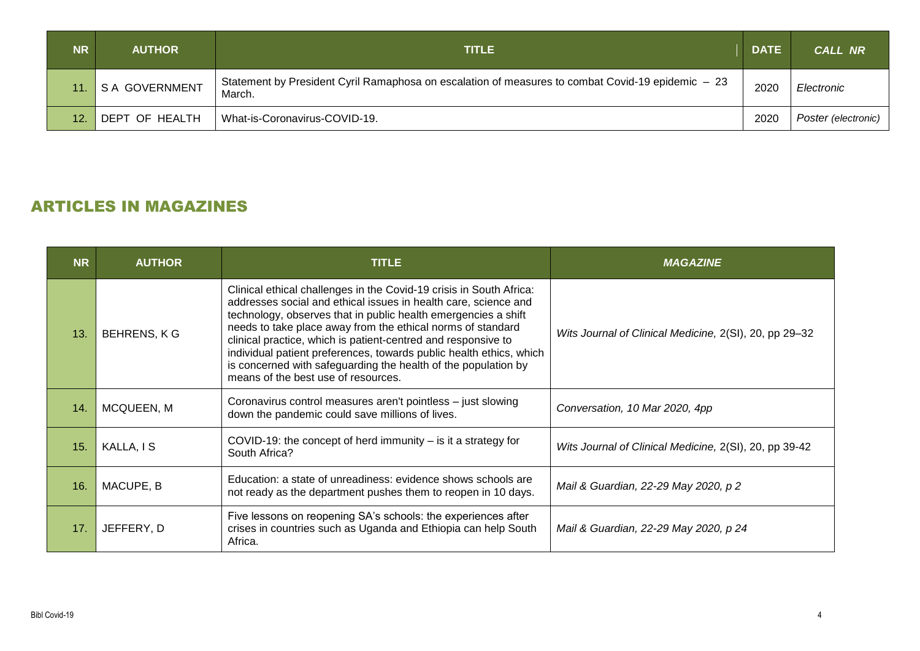| NR | AUTHOR | TITLE | DATE | *CALL NR* |
|---|---|---|---|---|
| 11. | S A GOVERNMENT | Statement by President Cyril Ramaphosa on escalation of measures to combat Covid-19 epidemic – 23 March. | 2020 | *Electronic* |
| 12. | DEPT OF HEALTH | What-is-Coronavirus-COVID-19. | 2020 | *Poster (electronic)* |

## ARTICLES IN MAGAZINES

| NR | AUTHOR | TITLE | *MAGAZINE* |
|---|---|---|---|
| 13. | BEHRENS, K G | Clinical ethical challenges in the Covid-19 crisis in South Africa: addresses social and ethical issues in health care, science and technology, observes that in public health emergencies a shift needs to take place away from the ethical norms of standard clinical practice, which is patient-centred and responsive to individual patient preferences, towards public health ethics, which is concerned with safeguarding the health of the population by means of the best use of resources. | *Wits Journal of Clinical Medicine,* 2(SI), 20, pp 29–32 |
| 14. | MCQUEEN, M | Coronavirus control measures aren't pointless – just slowing down the pandemic could save millions of lives. | *Conversation, 10 Mar 2020, 4pp* |
| 15. | KALLA, I S | COVID-19: the concept of herd immunity – is it a strategy for South Africa? | *Wits Journal of Clinical Medicine,* 2(SI), 20, pp 39-42 |
| 16. | MACUPE, B | Education: a state of unreadiness: evidence shows schools are not ready as the department pushes them to reopen in 10 days. | *Mail & Guardian, 22-29 May 2020, p 2* |
| 17. | JEFFERY, D | Five lessons on reopening SA's schools: the experiences after crises in countries such as Uganda and Ethiopia can help South Africa. | *Mail & Guardian, 22-29 May 2020, p 24* |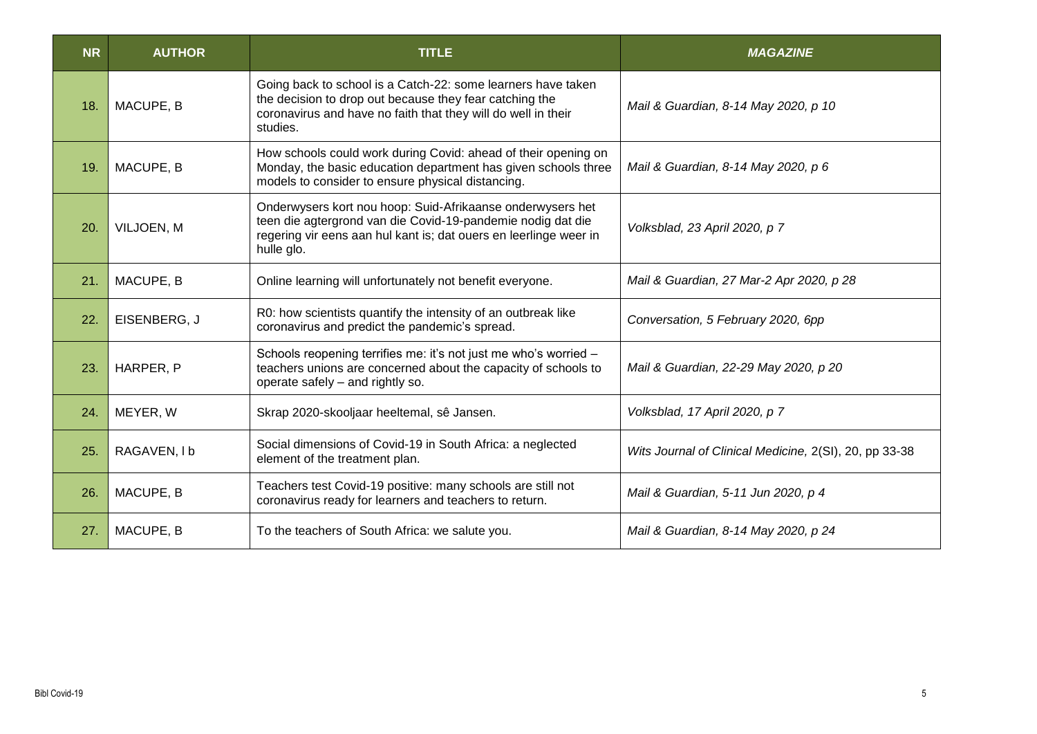| NR | AUTHOR | TITLE | *MAGAZINE* |
|---|---|---|---|
| 18. | MACUPE, B | Going back to school is a Catch-22: some learners have taken the decision to drop out because they fear catching the coronavirus and have no faith that they will do well in their studies. | *Mail & Guardian, 8-14 May 2020, p 10* |
| 19. | MACUPE, B | How schools could work during Covid: ahead of their opening on Monday, the basic education department has given schools three models to consider to ensure physical distancing. | *Mail & Guardian, 8-14 May 2020, p 6* |
| 20. | VILJOEN, M | Onderwysers kort nou hoop: Suid-Afrikaanse onderwysers het teen die agtergrond van die Covid-19-pandemie nodig dat die regering vir eens aan hul kant is; dat ouers en leerlinge weer in hulle glo. | *Volksblad, 23 April 2020, p 7* |
| 21. | MACUPE, B | Online learning will unfortunately not benefit everyone. | *Mail & Guardian, 27 Mar-2 Apr 2020, p 28* |
| 22. | EISENBERG, J | R0: how scientists quantify the intensity of an outbreak like coronavirus and predict the pandemic's spread. | *Conversation, 5 February 2020, 6pp* |
| 23. | HARPER, P | Schools reopening terrifies me: it's not just me who's worried – teachers unions are concerned about the capacity of schools to operate safely – and rightly so. | *Mail & Guardian, 22-29 May 2020, p 20* |
| 24. | MEYER, W | Skrap 2020-skooljaar heeltemal, sê Jansen. | *Volksblad, 17 April 2020, p 7* |
| 25. | RAGAVEN, I b | Social dimensions of Covid-19 in South Africa: a neglected element of the treatment plan. | *Wits Journal of Clinical Medicine, 2(SI), 20, pp 33-38* |
| 26. | MACUPE, B | Teachers test Covid-19 positive: many schools are still not coronavirus ready for learners and teachers to return. | *Mail & Guardian, 5-11 Jun 2020, p 4* |
| 27. | MACUPE, B | To the teachers of South Africa: we salute you. | *Mail & Guardian, 8-14 May 2020, p 24* |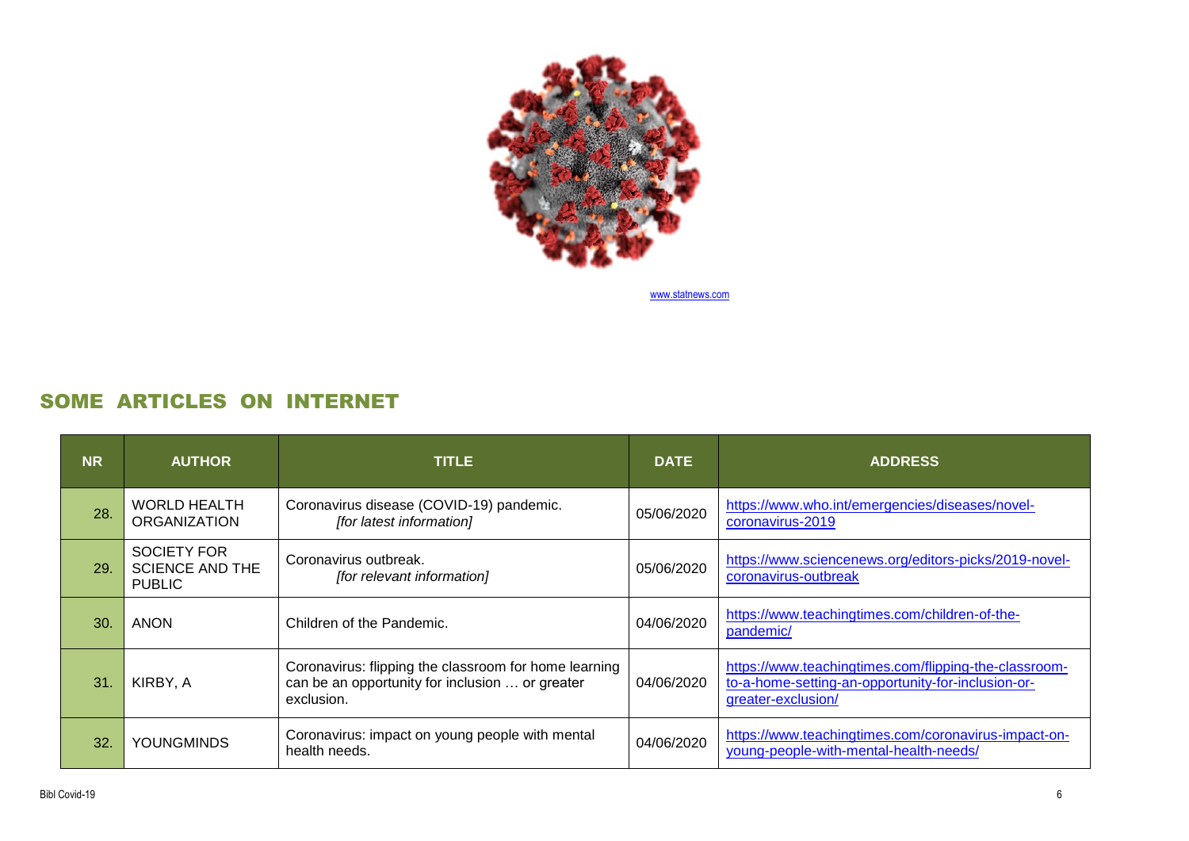www.statnews.com

## SOME ARTICLES ON INTERNET

| NR | AUTHOR | TITLE | DATE | ADDRESS |
|---|---|---|---|---|
| 28. | WORLD HEALTH ORGANIZATION | Coronavirus disease (COVID-19) pandemic. *[for latest information]* | 05/06/2020 | https://www.who.int/emergencies/diseases/novel-coronavirus-2019 |
| 29. | SOCIETY FOR SCIENCE AND THE PUBLIC | Coronavirus outbreak. *[for relevant information]* | 05/06/2020 | https://www.sciencenews.org/editors-picks/2019-novel-coronavirus-outbreak |
| 30. | ANON | Children of the Pandemic. | 04/06/2020 | https://www.teachingtimes.com/children-of-the-pandemic/ |
| 31. | KIRBY, A | Coronavirus: flipping the classroom for home learning can be an opportunity for inclusion … or greater exclusion. | 04/06/2020 | https://www.teachingtimes.com/flipping-the-classroom-to-a-home-setting-an-opportunity-for-inclusion-or-greater-exclusion/ |
| 32. | YOUNGMINDS | Coronavirus: impact on young people with mental health needs. | 04/06/2020 | https://www.teachingtimes.com/coronavirus-impact-on-young-people-with-mental-health-needs/ |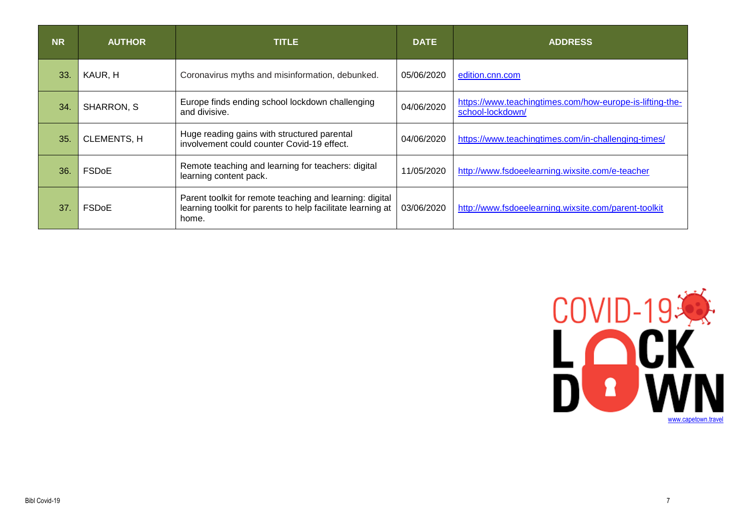| NR | AUTHOR | TITLE | DATE | ADDRESS |
|---|---|---|---|---|
| 33. | KAUR, H | Coronavirus myths and misinformation, debunked. | 05/06/2020 | edition.cnn.com |
| 34. | SHARRON, S | Europe finds ending school lockdown challenging and divisive. | 04/06/2020 | https://www.teachingtimes.com/how-europe-is-lifting-the-school-lockdown/ |
| 35. | CLEMENTS, H | Huge reading gains with structured parental involvement could counter Covid-19 effect. | 04/06/2020 | https://www.teachingtimes.com/in-challenging-times/ |
| 36. | FSDoE | Remote teaching and learning for teachers: digital learning content pack. | 11/05/2020 | http://www.fsdoeelearning.wixsite.com/e-teacher |
| 37. | FSDoE | Parent toolkit for remote teaching and learning: digital learning toolkit for parents to help facilitate learning at home. | 03/06/2020 | http://www.fsdoeelearning.wixsite.com/parent-toolkit |

COVID-19 LOCK DOWN

www.capetown.travel